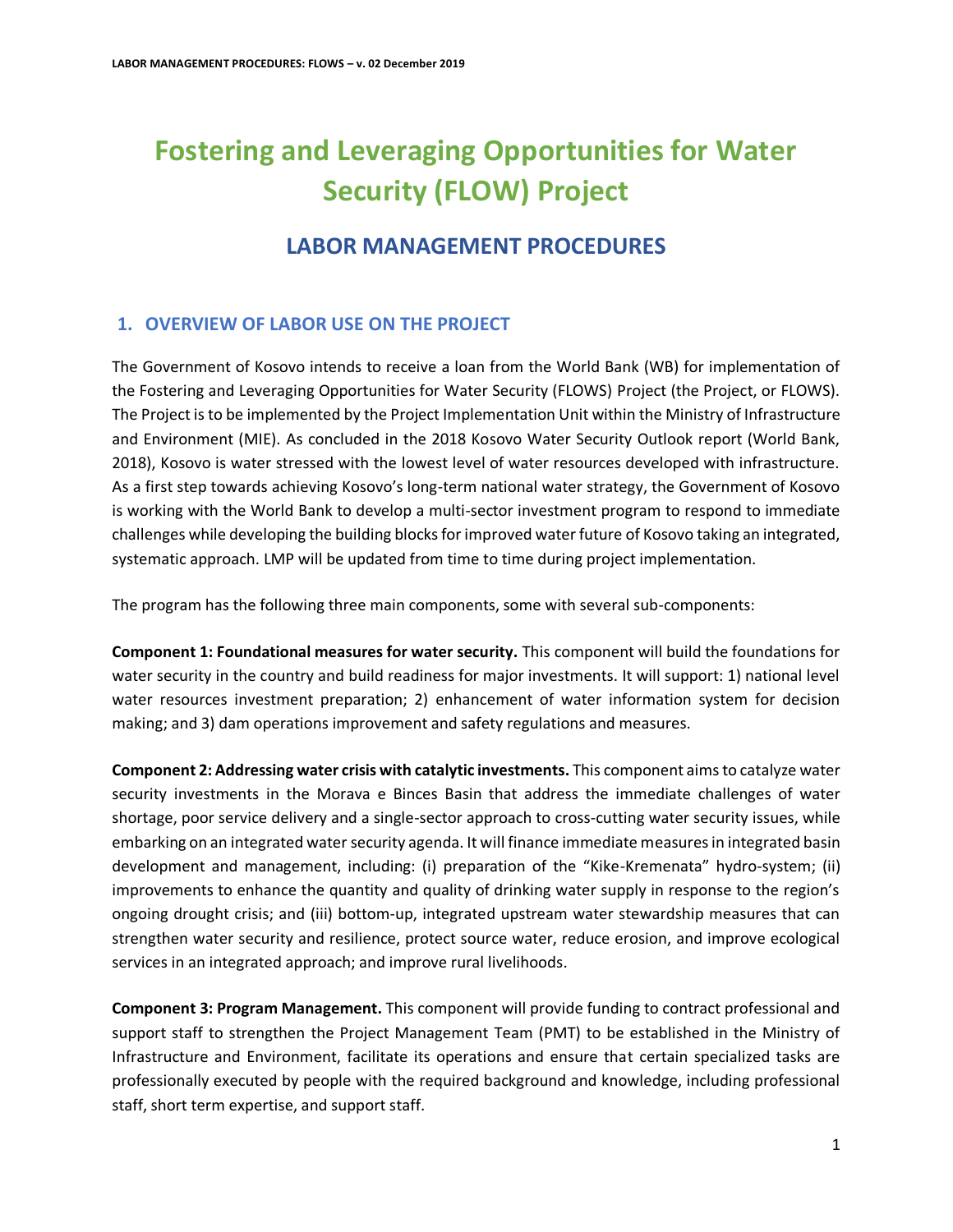# Fostering and Leveraging Opportunities for Water Security (FLOW) Project

## LABOR MANAGEMENT PROCEDURES

### 1. OVERVIEW OF LABOR USE ON THE PROJECT

The Government of Kosovo intends to receive a loan from the World Bank (WB) for implementation of the Fostering and Leveraging Opportunities for Water Security (FLOWS) Project (the Project, or FLOWS). The Project is to be implemented by the Project Implementation Unit within the Ministry of Infrastructure and Environment (MIE). As concluded in the 2018 Kosovo Water Security Outlook report (World Bank, 2018), Kosovo is water stressed with the lowest level of water resources developed with infrastructure. As a first step towards achieving Kosovo's long-term national water strategy, the Government of Kosovo is working with the World Bank to develop a multi-sector investment program to respond to immediate challenges while developing the building blocks for improved water future of Kosovo taking an integrated, systematic approach. LMP will be updated from time to time during project implementation.

The program has the following three main components, some with several sub-components:

**Component 1: Foundational measures for water security.** This component will build the foundations for water security in the country and build readiness for major investments. It will support: 1) national level water resources investment preparation; 2) enhancement of water information system for decision making; and 3) dam operations improvement and safety regulations and measures.

**Component 2: Addressing water crisis with catalytic investments.** This component aims to catalyze water security investments in the Morava e Binces Basin that address the immediate challenges of water shortage, poor service delivery and a single-sector approach to cross-cutting water security issues, while embarking on an integrated water security agenda. It will finance immediate measures in integrated basin development and management, including: (i) preparation of the "Kike-Kremenata" hydro-system; (ii) improvements to enhance the quantity and quality of drinking water supply in response to the region's ongoing drought crisis; and (iii) bottom-up, integrated upstream water stewardship measures that can strengthen water security and resilience, protect source water, reduce erosion, and improve ecological services in an integrated approach; and improve rural livelihoods.

**Component 3: Program Management.** This component will provide funding to contract professional and support staff to strengthen the Project Management Team (PMT) to be established in the Ministry of Infrastructure and Environment, facilitate its operations and ensure that certain specialized tasks are professionally executed by people with the required background and knowledge, including professional staff, short term expertise, and support staff.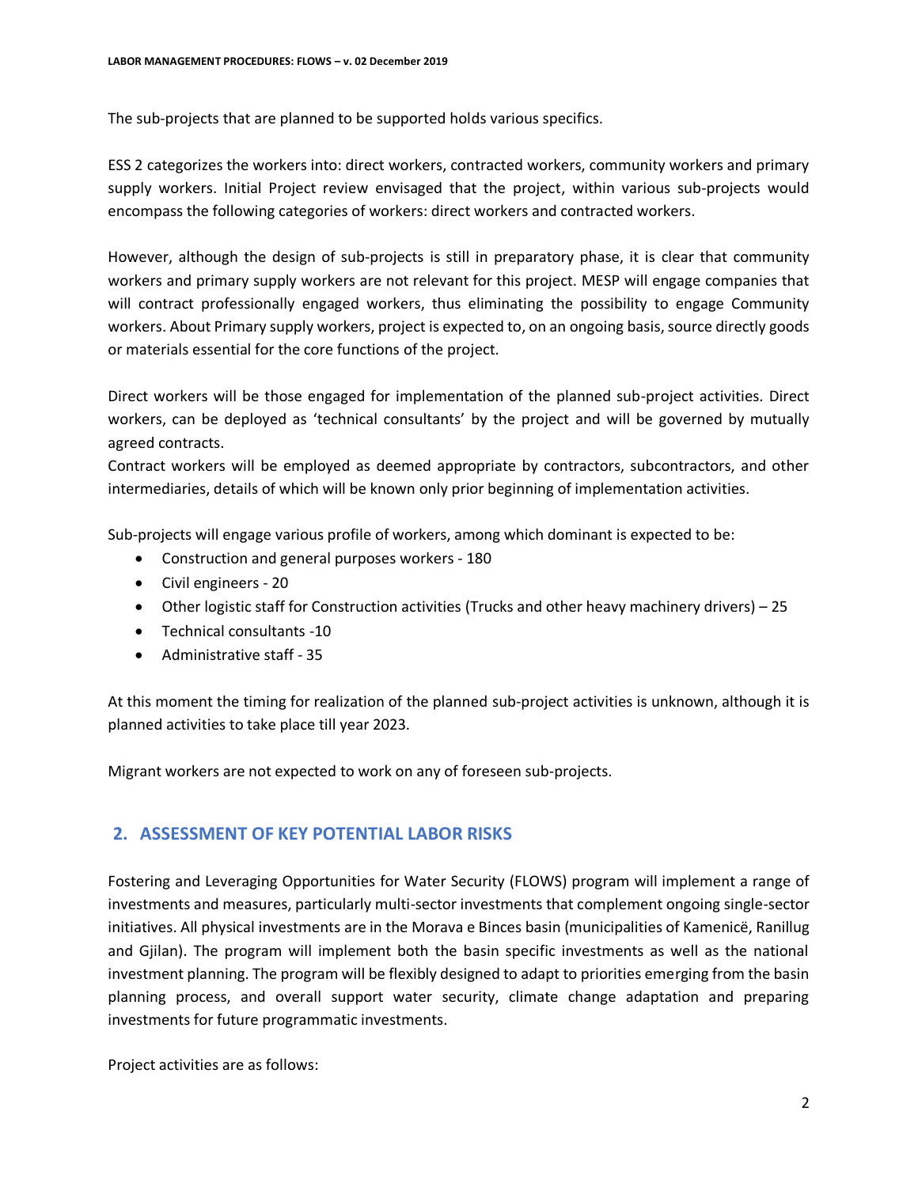The sub-projects that are planned to be supported holds various specifics.

ESS 2 categorizes the workers into: direct workers, contracted workers, community workers and primary supply workers. Initial Project review envisaged that the project, within various sub-projects would encompass the following categories of workers: direct workers and contracted workers.

However, although the design of sub-projects is still in preparatory phase, it is clear that community workers and primary supply workers are not relevant for this project. MESP will engage companies that will contract professionally engaged workers, thus eliminating the possibility to engage Community workers. About Primary supply workers, project is expected to, on an ongoing basis, source directly goods or materials essential for the core functions of the project.

Direct workers will be those engaged for implementation of the planned sub-project activities. Direct workers, can be deployed as 'technical consultants' by the project and will be governed by mutually agreed contracts.
Contract workers will be employed as deemed appropriate by contractors, subcontractors, and other intermediaries, details of which will be known only prior beginning of implementation activities.

Sub-projects will engage various profile of workers, among which dominant is expected to be:

- Construction and general purposes workers - 180
- Civil engineers - 20
- Other logistic staff for Construction activities (Trucks and other heavy machinery drivers) – 25
- Technical consultants -10
- Administrative staff - 35

At this moment the timing for realization of the planned sub-project activities is unknown, although it is planned activities to take place till year 2023.

Migrant workers are not expected to work on any of foreseen sub-projects.

## 2. ASSESSMENT OF KEY POTENTIAL LABOR RISKS

Fostering and Leveraging Opportunities for Water Security (FLOWS) program will implement a range of investments and measures, particularly multi-sector investments that complement ongoing single-sector initiatives. All physical investments are in the Morava e Binces basin (municipalities of Kamenicë, Ranillug and Gjilan). The program will implement both the basin specific investments as well as the national investment planning. The program will be flexibly designed to adapt to priorities emerging from the basin planning process, and overall support water security, climate change adaptation and preparing investments for future programmatic investments.

Project activities are as follows: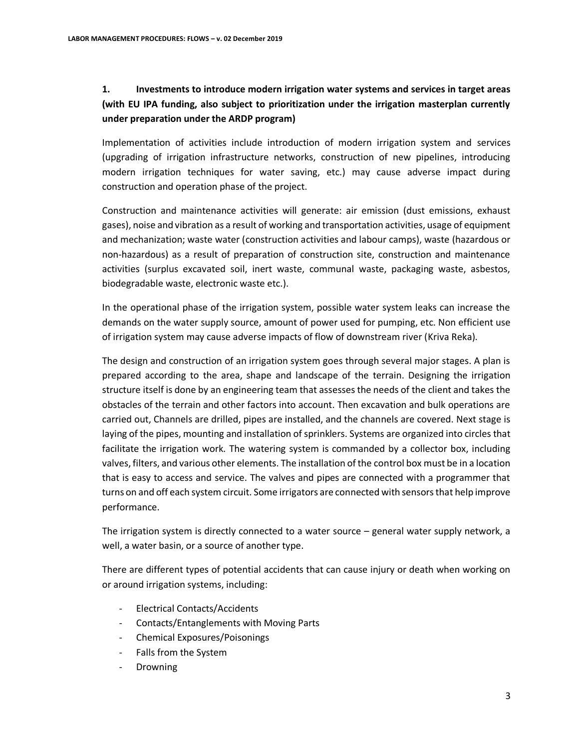## 1. Investments to introduce modern irrigation water systems and services in target areas (with EU IPA funding, also subject to prioritization under the irrigation masterplan currently under preparation under the ARDP program)

Implementation of activities include introduction of modern irrigation system and services (upgrading of irrigation infrastructure networks, construction of new pipelines, introducing modern irrigation techniques for water saving, etc.) may cause adverse impact during construction and operation phase of the project.

Construction and maintenance activities will generate: air emission (dust emissions, exhaust gases), noise and vibration as a result of working and transportation activities, usage of equipment and mechanization; waste water (construction activities and labour camps), waste (hazardous or non-hazardous) as a result of preparation of construction site, construction and maintenance activities (surplus excavated soil, inert waste, communal waste, packaging waste, asbestos, biodegradable waste, electronic waste etc.).

In the operational phase of the irrigation system, possible water system leaks can increase the demands on the water supply source, amount of power used for pumping, etc. Non efficient use of irrigation system may cause adverse impacts of flow of downstream river (Kriva Reka).

The design and construction of an irrigation system goes through several major stages. A plan is prepared according to the area, shape and landscape of the terrain. Designing the irrigation structure itself is done by an engineering team that assesses the needs of the client and takes the obstacles of the terrain and other factors into account. Then excavation and bulk operations are carried out, Channels are drilled, pipes are installed, and the channels are covered. Next stage is laying of the pipes, mounting and installation of sprinklers. Systems are organized into circles that facilitate the irrigation work. The watering system is commanded by a collector box, including valves, filters, and various other elements. The installation of the control box must be in a location that is easy to access and service. The valves and pipes are connected with a programmer that turns on and off each system circuit. Some irrigators are connected with sensors that help improve performance.

The irrigation system is directly connected to a water source – general water supply network, a well, a water basin, or a source of another type.

There are different types of potential accidents that can cause injury or death when working on or around irrigation systems, including:

- Electrical Contacts/Accidents
- Contacts/Entanglements with Moving Parts
- Chemical Exposures/Poisonings
- Falls from the System
- Drowning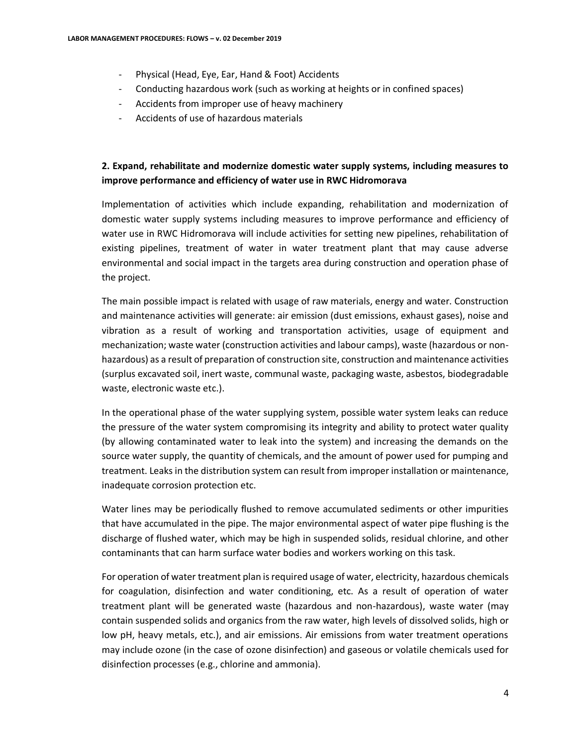- Physical (Head, Eye, Ear, Hand & Foot) Accidents
- Conducting hazardous work (such as working at heights or in confined spaces)
- Accidents from improper use of heavy machinery
- Accidents of use of hazardous materials

**2. Expand, rehabilitate and modernize domestic water supply systems, including measures to improve performance and efficiency of water use in RWC Hidromorava**

Implementation of activities which include expanding, rehabilitation and modernization of domestic water supply systems including measures to improve performance and efficiency of water use in RWC Hidromorava will include activities for setting new pipelines, rehabilitation of existing pipelines, treatment of water in water treatment plant that may cause adverse environmental and social impact in the targets area during construction and operation phase of the project.

The main possible impact is related with usage of raw materials, energy and water. Construction and maintenance activities will generate: air emission (dust emissions, exhaust gases), noise and vibration as a result of working and transportation activities, usage of equipment and mechanization; waste water (construction activities and labour camps), waste (hazardous or non-hazardous) as a result of preparation of construction site, construction and maintenance activities (surplus excavated soil, inert waste, communal waste, packaging waste, asbestos, biodegradable waste, electronic waste etc.).

In the operational phase of the water supplying system, possible water system leaks can reduce the pressure of the water system compromising its integrity and ability to protect water quality (by allowing contaminated water to leak into the system) and increasing the demands on the source water supply, the quantity of chemicals, and the amount of power used for pumping and treatment. Leaks in the distribution system can result from improper installation or maintenance, inadequate corrosion protection etc.

Water lines may be periodically flushed to remove accumulated sediments or other impurities that have accumulated in the pipe. The major environmental aspect of water pipe flushing is the discharge of flushed water, which may be high in suspended solids, residual chlorine, and other contaminants that can harm surface water bodies and workers working on this task.

For operation of water treatment plan is required usage of water, electricity, hazardous chemicals for coagulation, disinfection and water conditioning, etc. As a result of operation of water treatment plant will be generated waste (hazardous and non-hazardous), waste water (may contain suspended solids and organics from the raw water, high levels of dissolved solids, high or low pH, heavy metals, etc.), and air emissions. Air emissions from water treatment operations may include ozone (in the case of ozone disinfection) and gaseous or volatile chemicals used for disinfection processes (e.g., chlorine and ammonia).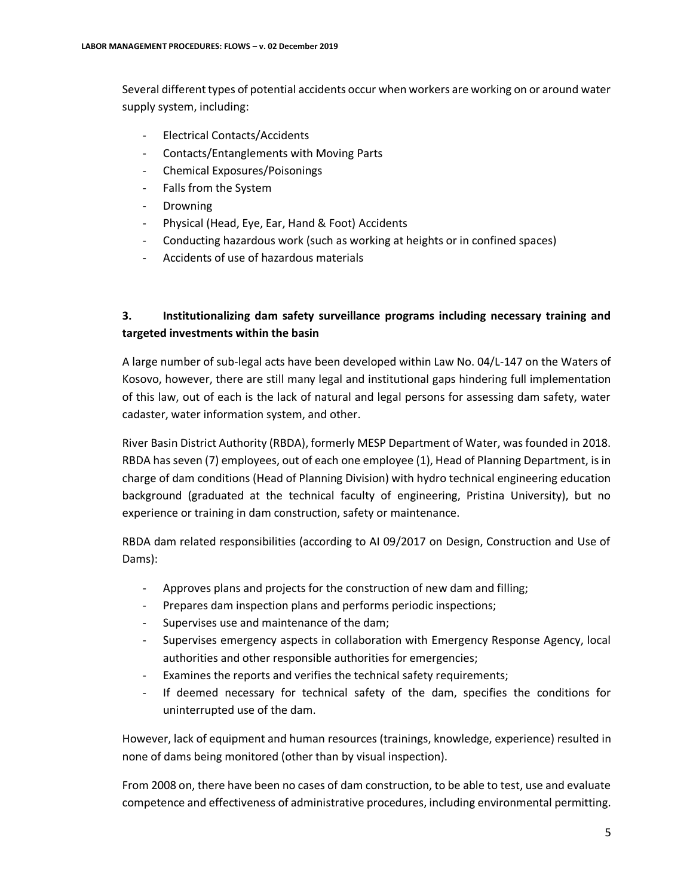Several different types of potential accidents occur when workers are working on or around water supply system, including:

- Electrical Contacts/Accidents
- Contacts/Entanglements with Moving Parts
- Chemical Exposures/Poisonings
- Falls from the System
- Drowning
- Physical (Head, Eye, Ear, Hand & Foot) Accidents
- Conducting hazardous work (such as working at heights or in confined spaces)
- Accidents of use of hazardous materials

### 3. Institutionalizing dam safety surveillance programs including necessary training and targeted investments within the basin

A large number of sub-legal acts have been developed within Law No. 04/L-147 on the Waters of Kosovo, however, there are still many legal and institutional gaps hindering full implementation of this law, out of each is the lack of natural and legal persons for assessing dam safety, water cadaster, water information system, and other.

River Basin District Authority (RBDA), formerly MESP Department of Water, was founded in 2018. RBDA has seven (7) employees, out of each one employee (1), Head of Planning Department, is in charge of dam conditions (Head of Planning Division) with hydro technical engineering education background (graduated at the technical faculty of engineering, Pristina University), but no experience or training in dam construction, safety or maintenance.

RBDA dam related responsibilities (according to AI 09/2017 on Design, Construction and Use of Dams):

- Approves plans and projects for the construction of new dam and filling;
- Prepares dam inspection plans and performs periodic inspections;
- Supervises use and maintenance of the dam;
- Supervises emergency aspects in collaboration with Emergency Response Agency, local authorities and other responsible authorities for emergencies;
- Examines the reports and verifies the technical safety requirements;
- If deemed necessary for technical safety of the dam, specifies the conditions for uninterrupted use of the dam.

However, lack of equipment and human resources (trainings, knowledge, experience) resulted in none of dams being monitored (other than by visual inspection).

From 2008 on, there have been no cases of dam construction, to be able to test, use and evaluate competence and effectiveness of administrative procedures, including environmental permitting.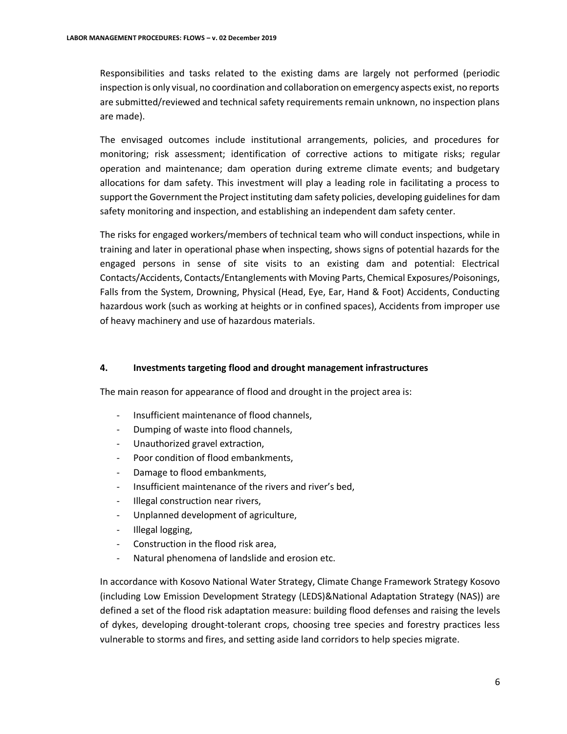Responsibilities and tasks related to the existing dams are largely not performed (periodic inspection is only visual, no coordination and collaboration on emergency aspects exist, no reports are submitted/reviewed and technical safety requirements remain unknown, no inspection plans are made).

The envisaged outcomes include institutional arrangements, policies, and procedures for monitoring; risk assessment; identification of corrective actions to mitigate risks; regular operation and maintenance; dam operation during extreme climate events; and budgetary allocations for dam safety. This investment will play a leading role in facilitating a process to support the Government the Project instituting dam safety policies, developing guidelines for dam safety monitoring and inspection, and establishing an independent dam safety center.

The risks for engaged workers/members of technical team who will conduct inspections, while in training and later in operational phase when inspecting, shows signs of potential hazards for the engaged persons in sense of site visits to an existing dam and potential: Electrical Contacts/Accidents, Contacts/Entanglements with Moving Parts, Chemical Exposures/Poisonings, Falls from the System, Drowning, Physical (Head, Eye, Ear, Hand & Foot) Accidents, Conducting hazardous work (such as working at heights or in confined spaces), Accidents from improper use of heavy machinery and use of hazardous materials.

## 4. Investments targeting flood and drought management infrastructures

The main reason for appearance of flood and drought in the project area is:

- Insufficient maintenance of flood channels,
- Dumping of waste into flood channels,
- Unauthorized gravel extraction,
- Poor condition of flood embankments,
- Damage to flood embankments,
- Insufficient maintenance of the rivers and river's bed,
- Illegal construction near rivers,
- Unplanned development of agriculture,
- Illegal logging,
- Construction in the flood risk area,
- Natural phenomena of landslide and erosion etc.

In accordance with Kosovo National Water Strategy, Climate Change Framework Strategy Kosovo (including Low Emission Development Strategy (LEDS)&National Adaptation Strategy (NAS)) are defined a set of the flood risk adaptation measure: building flood defenses and raising the levels of dykes, developing drought-tolerant crops, choosing tree species and forestry practices less vulnerable to storms and fires, and setting aside land corridors to help species migrate.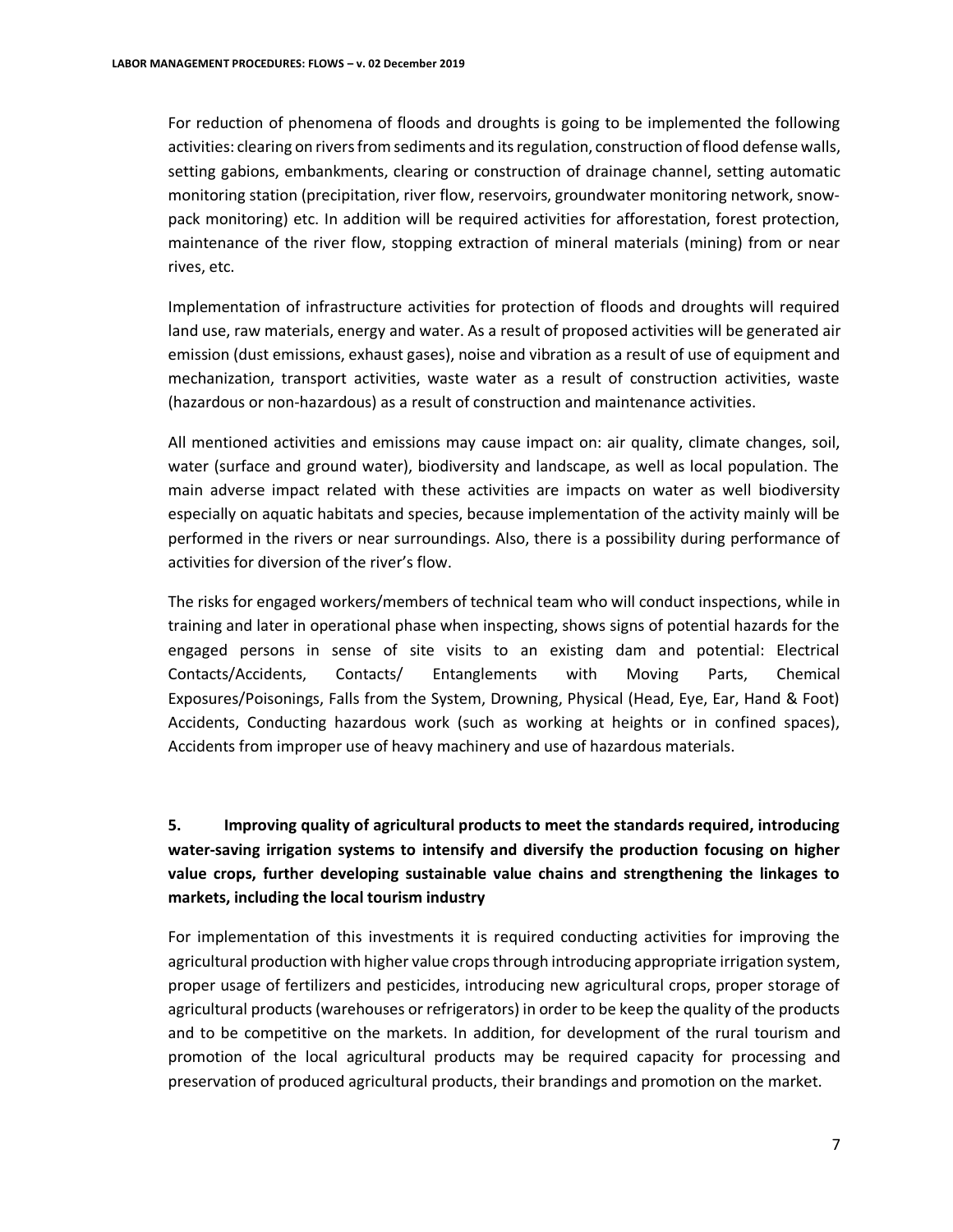For reduction of phenomena of floods and droughts is going to be implemented the following activities: clearing on rivers from sediments and its regulation, construction of flood defense walls, setting gabions, embankments, clearing or construction of drainage channel, setting automatic monitoring station (precipitation, river flow, reservoirs, groundwater monitoring network, snow-pack monitoring) etc. In addition will be required activities for afforestation, forest protection, maintenance of the river flow, stopping extraction of mineral materials (mining) from or near rives, etc.

Implementation of infrastructure activities for protection of floods and droughts will required land use, raw materials, energy and water. As a result of proposed activities will be generated air emission (dust emissions, exhaust gases), noise and vibration as a result of use of equipment and mechanization, transport activities, waste water as a result of construction activities, waste (hazardous or non-hazardous) as a result of construction and maintenance activities.

All mentioned activities and emissions may cause impact on: air quality, climate changes, soil, water (surface and ground water), biodiversity and landscape, as well as local population. The main adverse impact related with these activities are impacts on water as well biodiversity especially on aquatic habitats and species, because implementation of the activity mainly will be performed in the rivers or near surroundings. Also, there is a possibility during performance of activities for diversion of the river's flow.

The risks for engaged workers/members of technical team who will conduct inspections, while in training and later in operational phase when inspecting, shows signs of potential hazards for the engaged persons in sense of site visits to an existing dam and potential: Electrical Contacts/Accidents, Contacts/ Entanglements with Moving Parts, Chemical Exposures/Poisonings, Falls from the System, Drowning, Physical (Head, Eye, Ear, Hand & Foot) Accidents, Conducting hazardous work (such as working at heights or in confined spaces), Accidents from improper use of heavy machinery and use of hazardous materials.

## 5. Improving quality of agricultural products to meet the standards required, introducing water-saving irrigation systems to intensify and diversify the production focusing on higher value crops, further developing sustainable value chains and strengthening the linkages to markets, including the local tourism industry

For implementation of this investments it is required conducting activities for improving the agricultural production with higher value crops through introducing appropriate irrigation system, proper usage of fertilizers and pesticides, introducing new agricultural crops, proper storage of agricultural products (warehouses or refrigerators) in order to be keep the quality of the products and to be competitive on the markets. In addition, for development of the rural tourism and promotion of the local agricultural products may be required capacity for processing and preservation of produced agricultural products, their brandings and promotion on the market.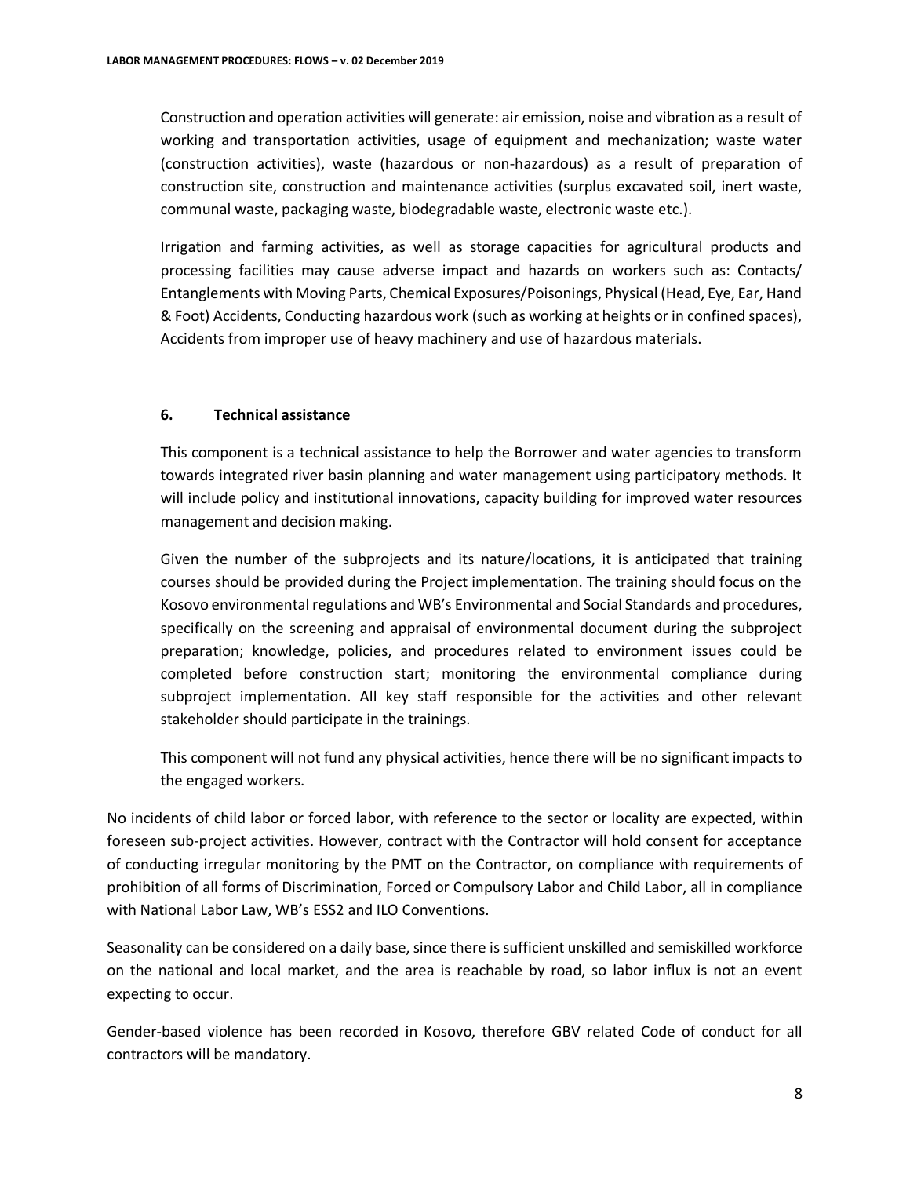Construction and operation activities will generate: air emission, noise and vibration as a result of working and transportation activities, usage of equipment and mechanization; waste water (construction activities), waste (hazardous or non-hazardous) as a result of preparation of construction site, construction and maintenance activities (surplus excavated soil, inert waste, communal waste, packaging waste, biodegradable waste, electronic waste etc.).

Irrigation and farming activities, as well as storage capacities for agricultural products and processing facilities may cause adverse impact and hazards on workers such as: Contacts/ Entanglements with Moving Parts, Chemical Exposures/Poisonings, Physical (Head, Eye, Ear, Hand & Foot) Accidents, Conducting hazardous work (such as working at heights or in confined spaces), Accidents from improper use of heavy machinery and use of hazardous materials.

### 6. Technical assistance

This component is a technical assistance to help the Borrower and water agencies to transform towards integrated river basin planning and water management using participatory methods. It will include policy and institutional innovations, capacity building for improved water resources management and decision making.

Given the number of the subprojects and its nature/locations, it is anticipated that training courses should be provided during the Project implementation. The training should focus on the Kosovo environmental regulations and WB's Environmental and Social Standards and procedures, specifically on the screening and appraisal of environmental document during the subproject preparation; knowledge, policies, and procedures related to environment issues could be completed before construction start; monitoring the environmental compliance during subproject implementation. All key staff responsible for the activities and other relevant stakeholder should participate in the trainings.

This component will not fund any physical activities, hence there will be no significant impacts to the engaged workers.

No incidents of child labor or forced labor, with reference to the sector or locality are expected, within foreseen sub-project activities. However, contract with the Contractor will hold consent for acceptance of conducting irregular monitoring by the PMT on the Contractor, on compliance with requirements of prohibition of all forms of Discrimination, Forced or Compulsory Labor and Child Labor, all in compliance with National Labor Law, WB's ESS2 and ILO Conventions.

Seasonality can be considered on a daily base, since there is sufficient unskilled and semiskilled workforce on the national and local market, and the area is reachable by road, so labor influx is not an event expecting to occur.

Gender-based violence has been recorded in Kosovo, therefore GBV related Code of conduct for all contractors will be mandatory.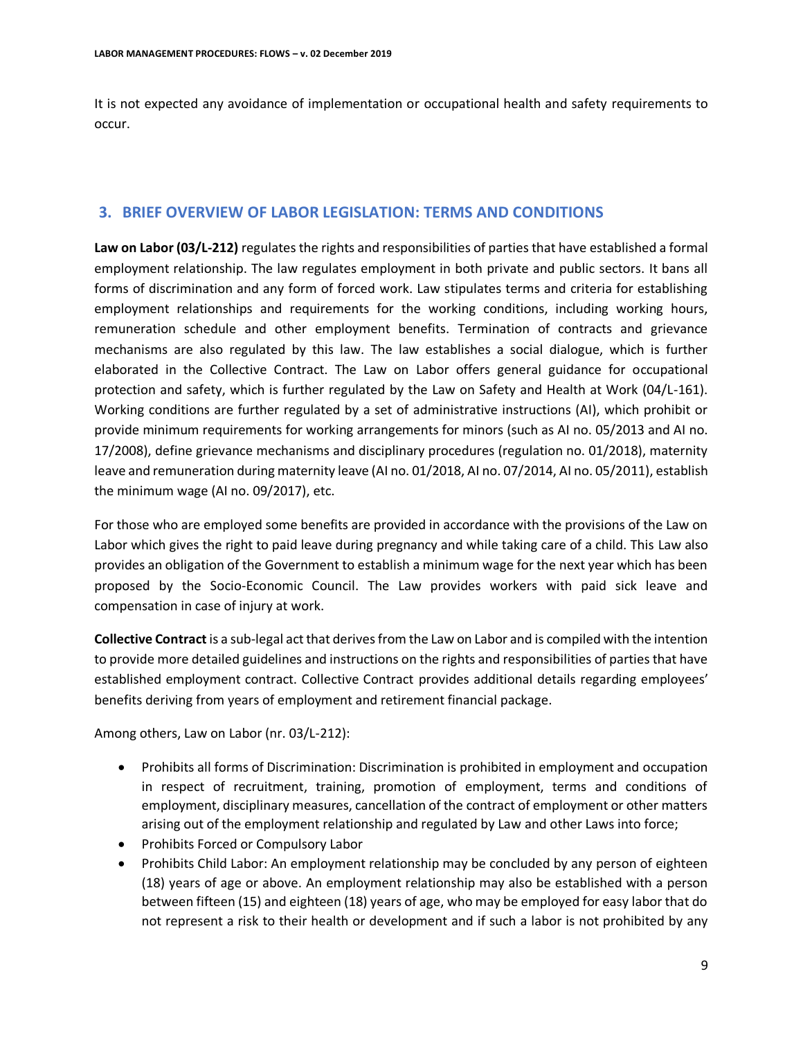It is not expected any avoidance of implementation or occupational health and safety requirements to occur.

## 3. BRIEF OVERVIEW OF LABOR LEGISLATION: TERMS AND CONDITIONS

**Law on Labor (03/L-212)** regulates the rights and responsibilities of parties that have established a formal employment relationship. The law regulates employment in both private and public sectors. It bans all forms of discrimination and any form of forced work. Law stipulates terms and criteria for establishing employment relationships and requirements for the working conditions, including working hours, remuneration schedule and other employment benefits. Termination of contracts and grievance mechanisms are also regulated by this law. The law establishes a social dialogue, which is further elaborated in the Collective Contract. The Law on Labor offers general guidance for occupational protection and safety, which is further regulated by the Law on Safety and Health at Work (04/L-161). Working conditions are further regulated by a set of administrative instructions (AI), which prohibit or provide minimum requirements for working arrangements for minors (such as AI no. 05/2013 and AI no. 17/2008), define grievance mechanisms and disciplinary procedures (regulation no. 01/2018), maternity leave and remuneration during maternity leave (AI no. 01/2018, AI no. 07/2014, AI no. 05/2011), establish the minimum wage (AI no. 09/2017), etc.

For those who are employed some benefits are provided in accordance with the provisions of the Law on Labor which gives the right to paid leave during pregnancy and while taking care of a child. This Law also provides an obligation of the Government to establish a minimum wage for the next year which has been proposed by the Socio-Economic Council. The Law provides workers with paid sick leave and compensation in case of injury at work.

**Collective Contract** is a sub-legal act that derives from the Law on Labor and is compiled with the intention to provide more detailed guidelines and instructions on the rights and responsibilities of parties that have established employment contract. Collective Contract provides additional details regarding employees' benefits deriving from years of employment and retirement financial package.

Among others, Law on Labor (nr. 03/L-212):

- Prohibits all forms of Discrimination: Discrimination is prohibited in employment and occupation in respect of recruitment, training, promotion of employment, terms and conditions of employment, disciplinary measures, cancellation of the contract of employment or other matters arising out of the employment relationship and regulated by Law and other Laws into force;
- Prohibits Forced or Compulsory Labor
- Prohibits Child Labor: An employment relationship may be concluded by any person of eighteen (18) years of age or above. An employment relationship may also be established with a person between fifteen (15) and eighteen (18) years of age, who may be employed for easy labor that do not represent a risk to their health or development and if such a labor is not prohibited by any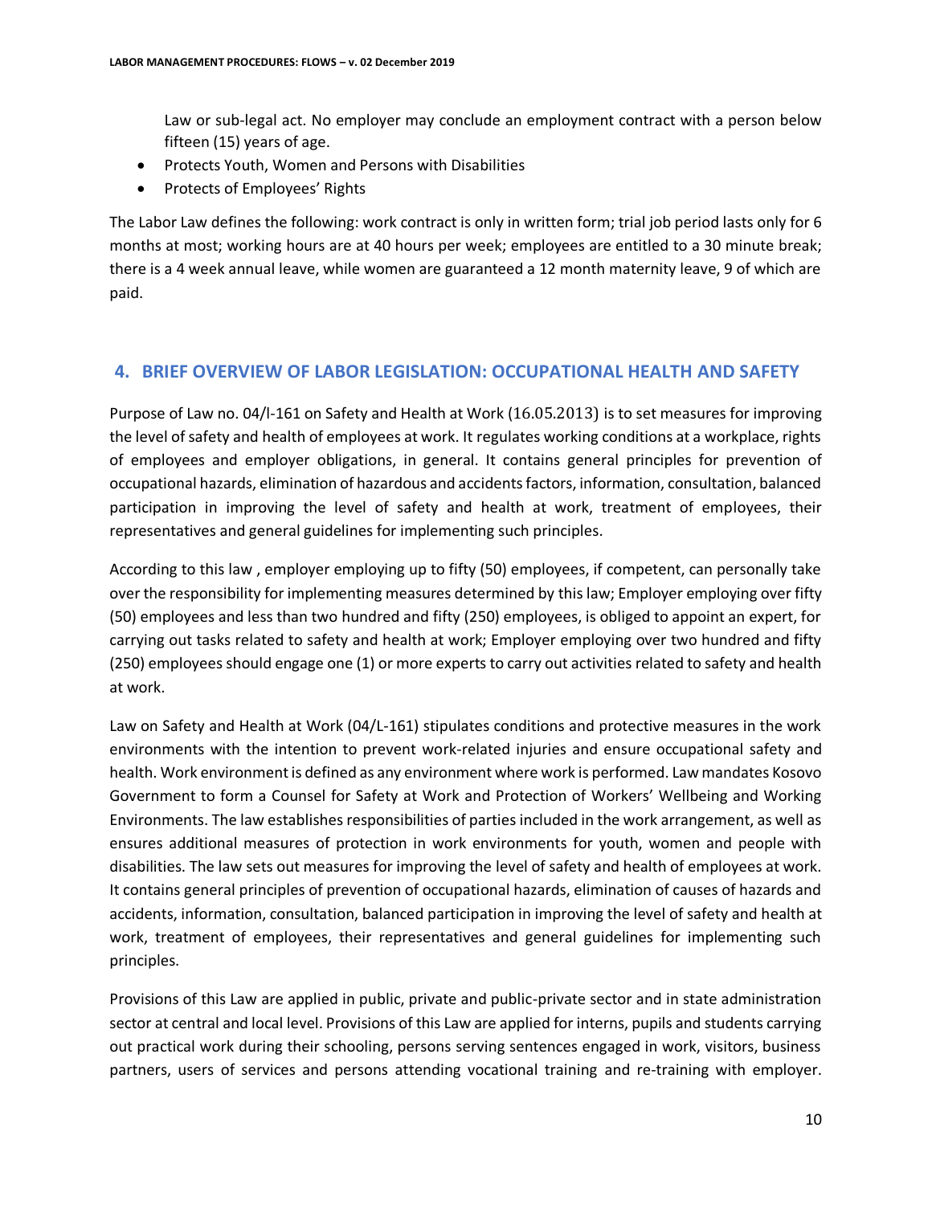Law or sub-legal act. No employer may conclude an employment contract with a person below fifteen (15) years of age.

- Protects Youth, Women and Persons with Disabilities
- Protects of Employees' Rights

The Labor Law defines the following: work contract is only in written form; trial job period lasts only for 6 months at most; working hours are at 40 hours per week; employees are entitled to a 30 minute break; there is a 4 week annual leave, while women are guaranteed a 12 month maternity leave, 9 of which are paid.

## 4. BRIEF OVERVIEW OF LABOR LEGISLATION: OCCUPATIONAL HEALTH AND SAFETY

Purpose of Law no. 04/l-161 on Safety and Health at Work (16.05.2013) is to set measures for improving the level of safety and health of employees at work. It regulates working conditions at a workplace, rights of employees and employer obligations, in general. It contains general principles for prevention of occupational hazards, elimination of hazardous and accidents factors, information, consultation, balanced participation in improving the level of safety and health at work, treatment of employees, their representatives and general guidelines for implementing such principles.

According to this law , employer employing up to fifty (50) employees, if competent, can personally take over the responsibility for implementing measures determined by this law; Employer employing over fifty (50) employees and less than two hundred and fifty (250) employees, is obliged to appoint an expert, for carrying out tasks related to safety and health at work; Employer employing over two hundred and fifty (250) employees should engage one (1) or more experts to carry out activities related to safety and health at work.

Law on Safety and Health at Work (04/L-161) stipulates conditions and protective measures in the work environments with the intention to prevent work-related injuries and ensure occupational safety and health. Work environment is defined as any environment where work is performed. Law mandates Kosovo Government to form a Counsel for Safety at Work and Protection of Workers' Wellbeing and Working Environments. The law establishes responsibilities of parties included in the work arrangement, as well as ensures additional measures of protection in work environments for youth, women and people with disabilities. The law sets out measures for improving the level of safety and health of employees at work. It contains general principles of prevention of occupational hazards, elimination of causes of hazards and accidents, information, consultation, balanced participation in improving the level of safety and health at work, treatment of employees, their representatives and general guidelines for implementing such principles.

Provisions of this Law are applied in public, private and public-private sector and in state administration sector at central and local level. Provisions of this Law are applied for interns, pupils and students carrying out practical work during their schooling, persons serving sentences engaged in work, visitors, business partners, users of services and persons attending vocational training and re-training with employer.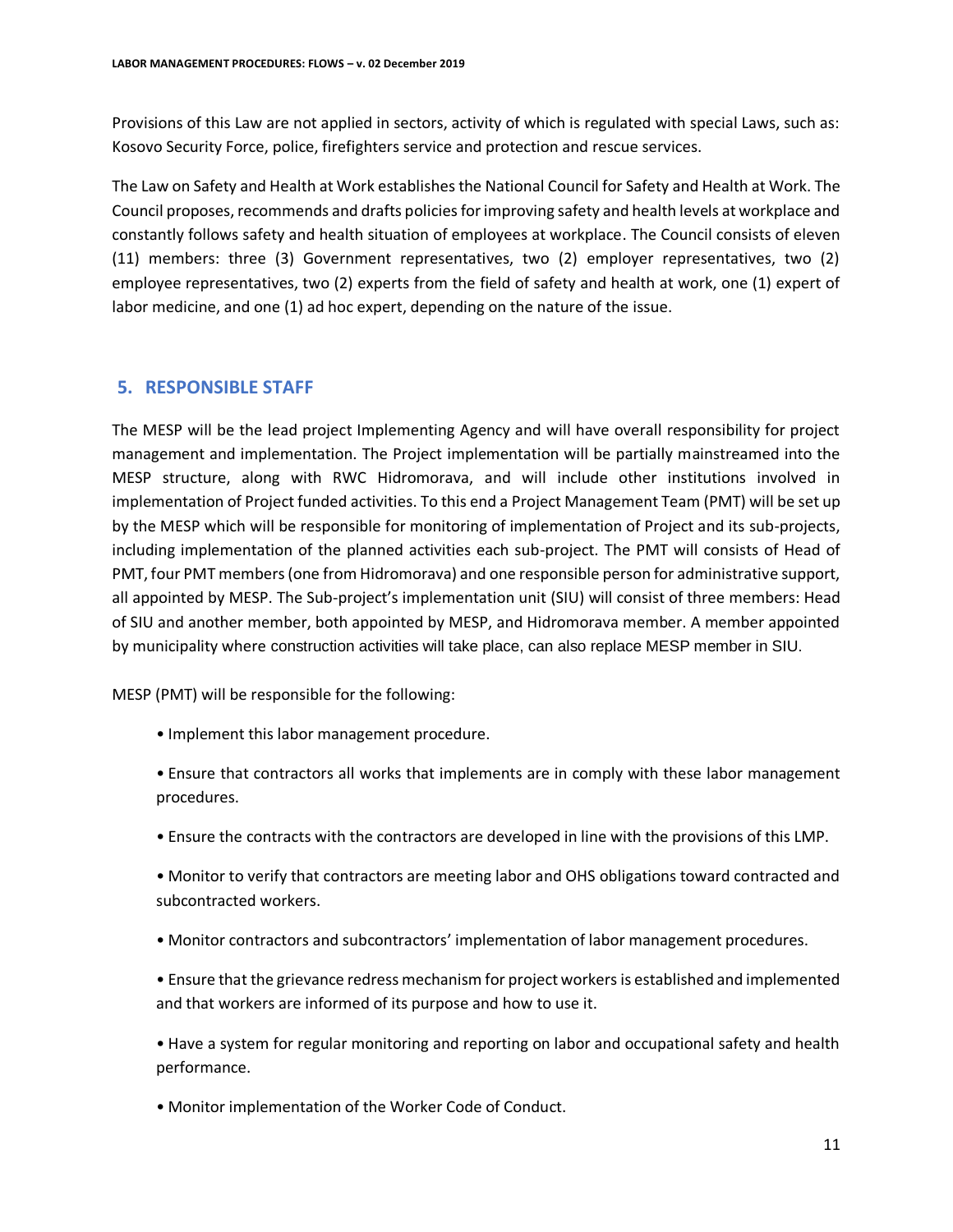Provisions of this Law are not applied in sectors, activity of which is regulated with special Laws, such as: Kosovo Security Force, police, firefighters service and protection and rescue services.

The Law on Safety and Health at Work establishes the National Council for Safety and Health at Work. The Council proposes, recommends and drafts policies for improving safety and health levels at workplace and constantly follows safety and health situation of employees at workplace. The Council consists of eleven (11) members: three (3) Government representatives, two (2) employer representatives, two (2) employee representatives, two (2) experts from the field of safety and health at work, one (1) expert of labor medicine, and one (1) ad hoc expert, depending on the nature of the issue.

## 5. RESPONSIBLE STAFF

The MESP will be the lead project Implementing Agency and will have overall responsibility for project management and implementation. The Project implementation will be partially mainstreamed into the MESP structure, along with RWC Hidromorava, and will include other institutions involved in implementation of Project funded activities. To this end a Project Management Team (PMT) will be set up by the MESP which will be responsible for monitoring of implementation of Project and its sub-projects, including implementation of the planned activities each sub-project. The PMT will consists of Head of PMT, four PMT members (one from Hidromorava) and one responsible person for administrative support, all appointed by MESP. The Sub-project's implementation unit (SIU) will consist of three members: Head of SIU and another member, both appointed by MESP, and Hidromorava member. A member appointed by municipality where construction activities will take place, can also replace MESP member in SIU.

MESP (PMT) will be responsible for the following:

- Implement this labor management procedure.
- Ensure that contractors all works that implements are in comply with these labor management procedures.
- Ensure the contracts with the contractors are developed in line with the provisions of this LMP.
- Monitor to verify that contractors are meeting labor and OHS obligations toward contracted and subcontracted workers.
- Monitor contractors and subcontractors' implementation of labor management procedures.
- Ensure that the grievance redress mechanism for project workers is established and implemented and that workers are informed of its purpose and how to use it.
- Have a system for regular monitoring and reporting on labor and occupational safety and health performance.
- Monitor implementation of the Worker Code of Conduct.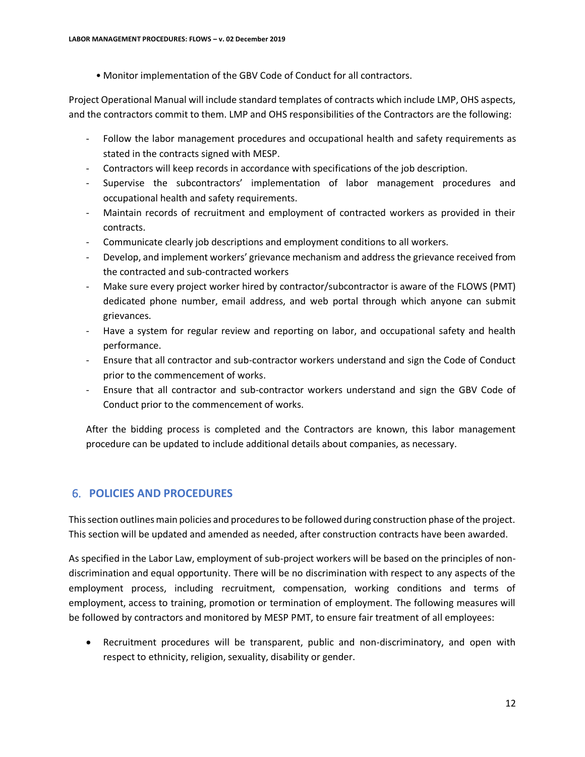- Monitor implementation of the GBV Code of Conduct for all contractors.

Project Operational Manual will include standard templates of contracts which include LMP, OHS aspects, and the contractors commit to them. LMP and OHS responsibilities of the Contractors are the following:

- Follow the labor management procedures and occupational health and safety requirements as stated in the contracts signed with MESP.
- Contractors will keep records in accordance with specifications of the job description.
- Supervise the subcontractors' implementation of labor management procedures and occupational health and safety requirements.
- Maintain records of recruitment and employment of contracted workers as provided in their contracts.
- Communicate clearly job descriptions and employment conditions to all workers.
- Develop, and implement workers' grievance mechanism and address the grievance received from the contracted and sub-contracted workers
- Make sure every project worker hired by contractor/subcontractor is aware of the FLOWS (PMT) dedicated phone number, email address, and web portal through which anyone can submit grievances.
- Have a system for regular review and reporting on labor, and occupational safety and health performance.
- Ensure that all contractor and sub-contractor workers understand and sign the Code of Conduct prior to the commencement of works.
- Ensure that all contractor and sub-contractor workers understand and sign the GBV Code of Conduct prior to the commencement of works.

After the bidding process is completed and the Contractors are known, this labor management procedure can be updated to include additional details about companies, as necessary.

## 6. POLICIES AND PROCEDURES

This section outlines main policies and procedures to be followed during construction phase of the project. This section will be updated and amended as needed, after construction contracts have been awarded.

As specified in the Labor Law, employment of sub-project workers will be based on the principles of non-discrimination and equal opportunity. There will be no discrimination with respect to any aspects of the employment process, including recruitment, compensation, working conditions and terms of employment, access to training, promotion or termination of employment. The following measures will be followed by contractors and monitored by MESP PMT, to ensure fair treatment of all employees:

- Recruitment procedures will be transparent, public and non-discriminatory, and open with respect to ethnicity, religion, sexuality, disability or gender.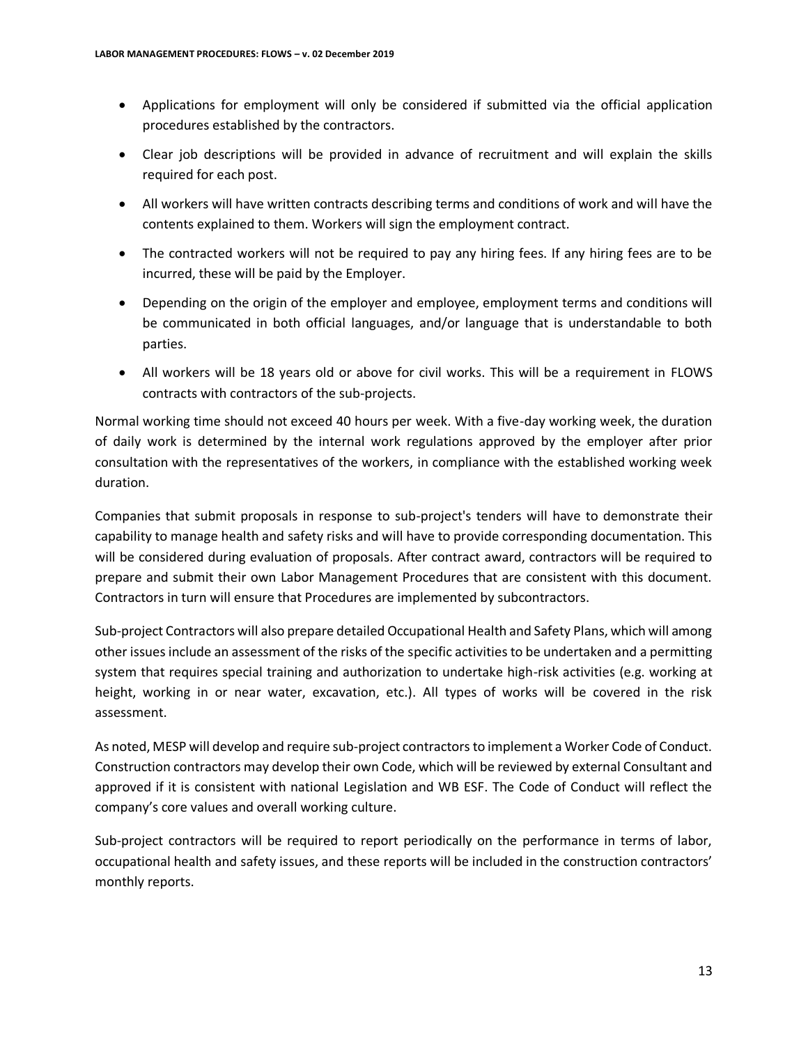- Applications for employment will only be considered if submitted via the official application procedures established by the contractors.
- Clear job descriptions will be provided in advance of recruitment and will explain the skills required for each post.
- All workers will have written contracts describing terms and conditions of work and will have the contents explained to them. Workers will sign the employment contract.
- The contracted workers will not be required to pay any hiring fees. If any hiring fees are to be incurred, these will be paid by the Employer.
- Depending on the origin of the employer and employee, employment terms and conditions will be communicated in both official languages, and/or language that is understandable to both parties.
- All workers will be 18 years old or above for civil works. This will be a requirement in FLOWS contracts with contractors of the sub-projects.

Normal working time should not exceed 40 hours per week. With a five-day working week, the duration of daily work is determined by the internal work regulations approved by the employer after prior consultation with the representatives of the workers, in compliance with the established working week duration.

Companies that submit proposals in response to sub-project's tenders will have to demonstrate their capability to manage health and safety risks and will have to provide corresponding documentation. This will be considered during evaluation of proposals. After contract award, contractors will be required to prepare and submit their own Labor Management Procedures that are consistent with this document. Contractors in turn will ensure that Procedures are implemented by subcontractors.

Sub-project Contractors will also prepare detailed Occupational Health and Safety Plans, which will among other issues include an assessment of the risks of the specific activities to be undertaken and a permitting system that requires special training and authorization to undertake high-risk activities (e.g. working at height, working in or near water, excavation, etc.). All types of works will be covered in the risk assessment.

As noted, MESP will develop and require sub-project contractors to implement a Worker Code of Conduct. Construction contractors may develop their own Code, which will be reviewed by external Consultant and approved if it is consistent with national Legislation and WB ESF. The Code of Conduct will reflect the company's core values and overall working culture.

Sub-project contractors will be required to report periodically on the performance in terms of labor, occupational health and safety issues, and these reports will be included in the construction contractors' monthly reports.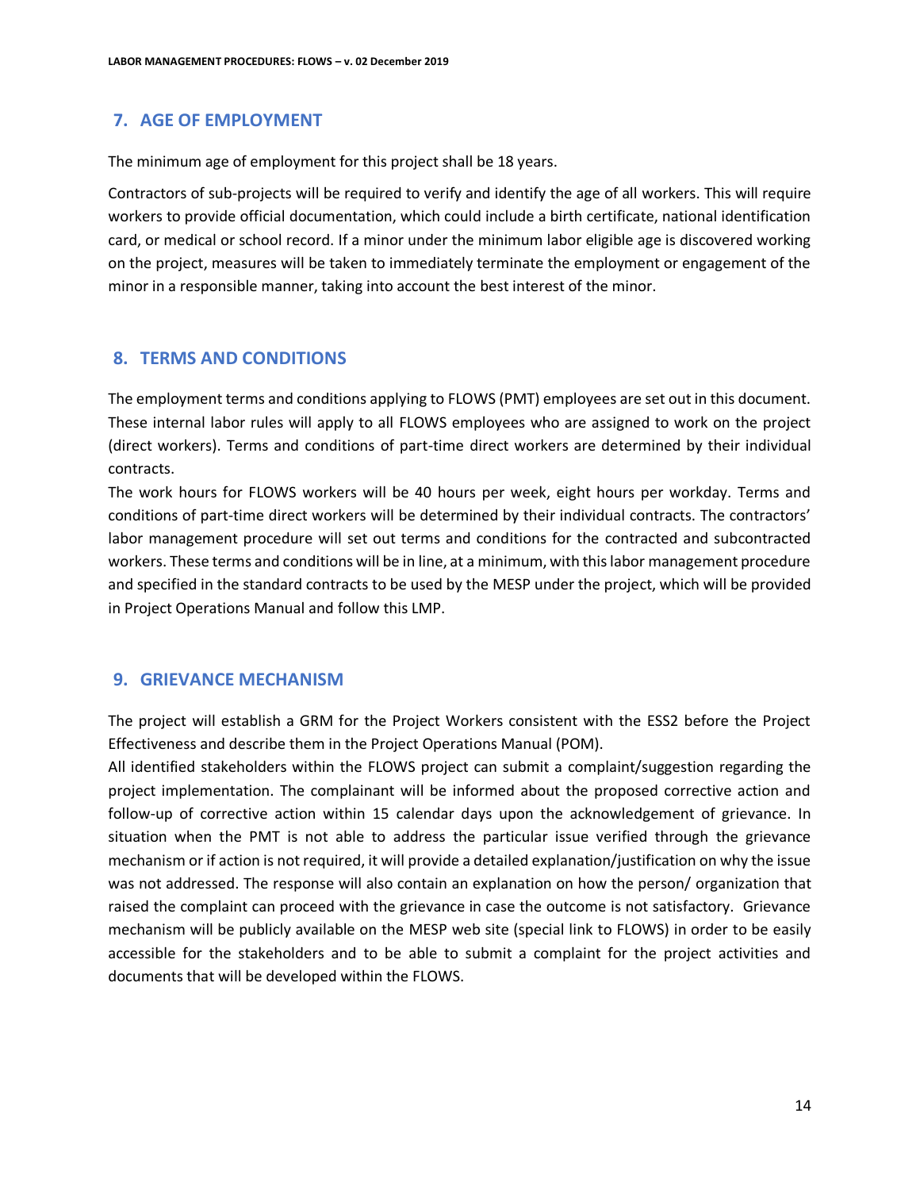## 7. AGE OF EMPLOYMENT

The minimum age of employment for this project shall be 18 years.

Contractors of sub-projects will be required to verify and identify the age of all workers. This will require workers to provide official documentation, which could include a birth certificate, national identification card, or medical or school record. If a minor under the minimum labor eligible age is discovered working on the project, measures will be taken to immediately terminate the employment or engagement of the minor in a responsible manner, taking into account the best interest of the minor.

## 8. TERMS AND CONDITIONS

The employment terms and conditions applying to FLOWS (PMT) employees are set out in this document. These internal labor rules will apply to all FLOWS employees who are assigned to work on the project (direct workers). Terms and conditions of part-time direct workers are determined by their individual contracts.

The work hours for FLOWS workers will be 40 hours per week, eight hours per workday. Terms and conditions of part-time direct workers will be determined by their individual contracts. The contractors' labor management procedure will set out terms and conditions for the contracted and subcontracted workers. These terms and conditions will be in line, at a minimum, with this labor management procedure and specified in the standard contracts to be used by the MESP under the project, which will be provided in Project Operations Manual and follow this LMP.

## 9. GRIEVANCE MECHANISM

The project will establish a GRM for the Project Workers consistent with the ESS2 before the Project Effectiveness and describe them in the Project Operations Manual (POM).

All identified stakeholders within the FLOWS project can submit a complaint/suggestion regarding the project implementation. The complainant will be informed about the proposed corrective action and follow-up of corrective action within 15 calendar days upon the acknowledgement of grievance. In situation when the PMT is not able to address the particular issue verified through the grievance mechanism or if action is not required, it will provide a detailed explanation/justification on why the issue was not addressed. The response will also contain an explanation on how the person/ organization that raised the complaint can proceed with the grievance in case the outcome is not satisfactory. Grievance mechanism will be publicly available on the MESP web site (special link to FLOWS) in order to be easily accessible for the stakeholders and to be able to submit a complaint for the project activities and documents that will be developed within the FLOWS.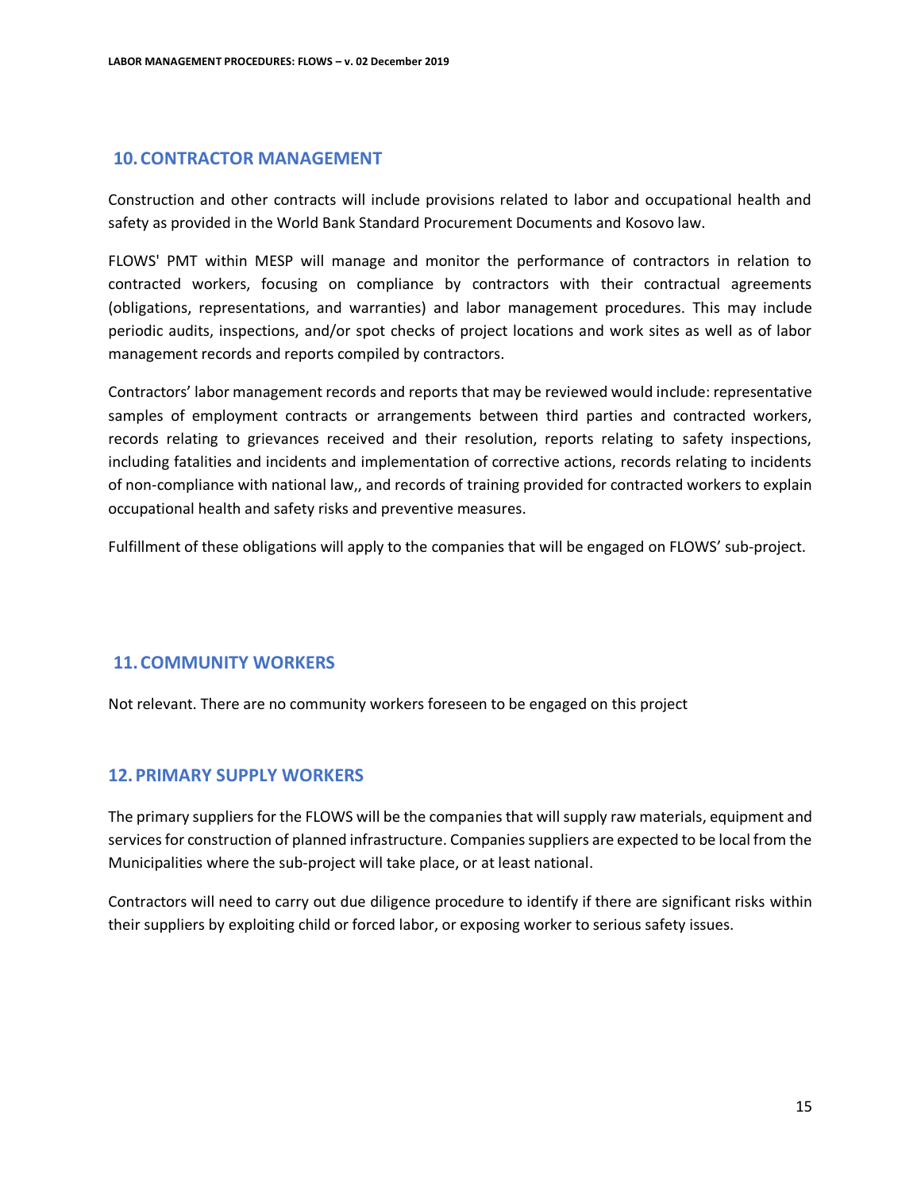## 10. CONTRACTOR MANAGEMENT

Construction and other contracts will include provisions related to labor and occupational health and safety as provided in the World Bank Standard Procurement Documents and Kosovo law.

FLOWS' PMT within MESP will manage and monitor the performance of contractors in relation to contracted workers, focusing on compliance by contractors with their contractual agreements (obligations, representations, and warranties) and labor management procedures. This may include periodic audits, inspections, and/or spot checks of project locations and work sites as well as of labor management records and reports compiled by contractors.

Contractors' labor management records and reports that may be reviewed would include: representative samples of employment contracts or arrangements between third parties and contracted workers, records relating to grievances received and their resolution, reports relating to safety inspections, including fatalities and incidents and implementation of corrective actions, records relating to incidents of non-compliance with national law,, and records of training provided for contracted workers to explain occupational health and safety risks and preventive measures.

Fulfillment of these obligations will apply to the companies that will be engaged on FLOWS' sub-project.

## 11. COMMUNITY WORKERS

Not relevant. There are no community workers foreseen to be engaged on this project

## 12. PRIMARY SUPPLY WORKERS

The primary suppliers for the FLOWS will be the companies that will supply raw materials, equipment and services for construction of planned infrastructure. Companies suppliers are expected to be local from the Municipalities where the sub-project will take place, or at least national.

Contractors will need to carry out due diligence procedure to identify if there are significant risks within their suppliers by exploiting child or forced labor, or exposing worker to serious safety issues.